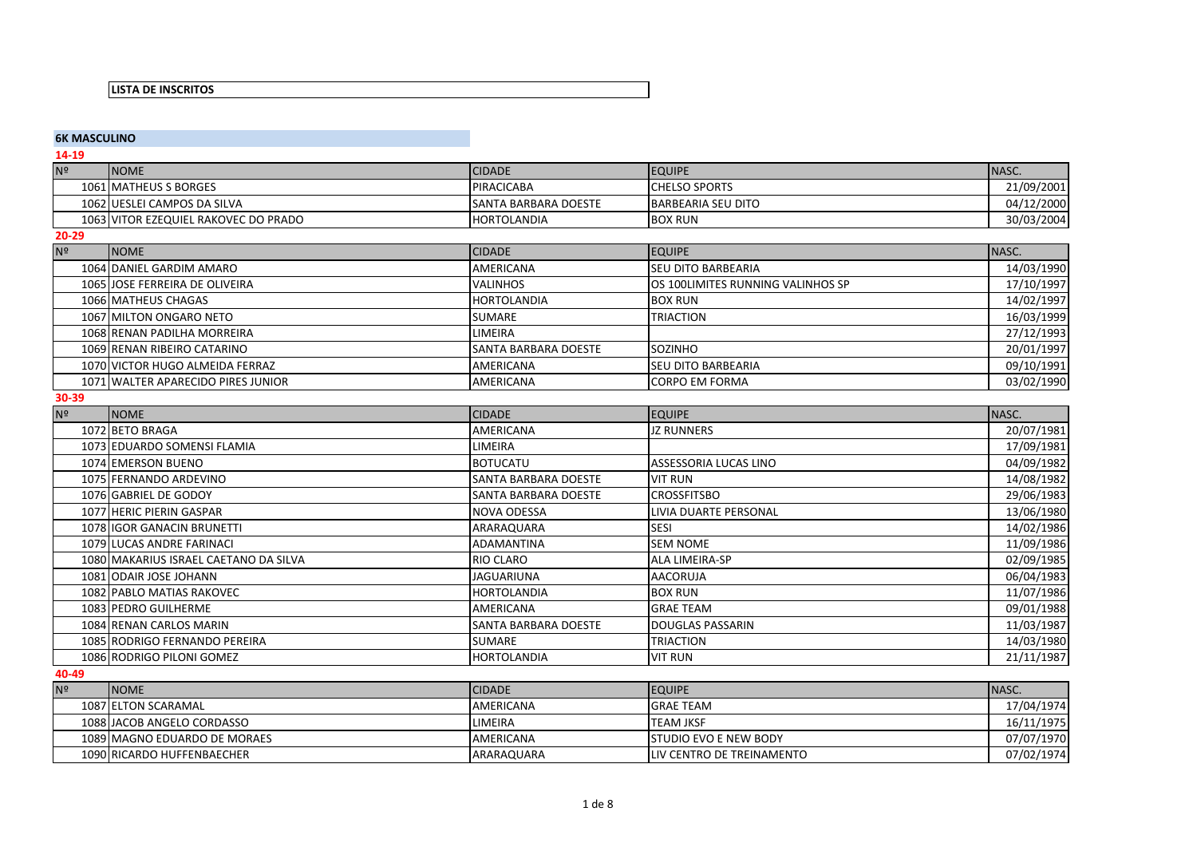**LISTA DE INSCRITOS**

**6K MASCULINO**

**14-19**

| Nº | NOME | CIDADE | EQUIPE | NASC. |
|---|---|---|---|---|
| 1061 | MATHEUS S BORGES | PIRACICABA | CHELSO SPORTS | 21/09/2001 |
| 1062 | UESLEI CAMPOS DA SILVA | SANTA BARBARA DOESTE | BARBEARIA SEU DITO | 04/12/2000 |
| 1063 | VITOR EZEQUIEL RAKOVEC DO PRADO | HORTOLANDIA | BOX RUN | 30/03/2004 |

**20-29**

| Nº | NOME | CIDADE | EQUIPE | NASC. |
|---|---|---|---|---|
| 1064 | DANIEL GARDIM AMARO | AMERICANA | SEU DITO BARBEARIA | 14/03/1990 |
| 1065 | JOSE FERREIRA DE OLIVEIRA | VALINHOS | OS 100LIMITES RUNNING VALINHOS SP | 17/10/1997 |
| 1066 | MATHEUS CHAGAS | HORTOLANDIA | BOX RUN | 14/02/1997 |
| 1067 | MILTON ONGARO NETO | SUMARE | TRIACTION | 16/03/1999 |
| 1068 | RENAN PADILHA MORREIRA | LIMEIRA | | 27/12/1993 |
| 1069 | RENAN RIBEIRO CATARINO | SANTA BARBARA DOESTE | SOZINHO | 20/01/1997 |
| 1070 | VICTOR HUGO ALMEIDA FERRAZ | AMERICANA | SEU DITO BARBEARIA | 09/10/1991 |
| 1071 | WALTER APARECIDO PIRES JUNIOR | AMERICANA | CORPO EM FORMA | 03/02/1990 |

**30-39**

| Nº | NOME | CIDADE | EQUIPE | NASC. |
|---|---|---|---|---|
| 1072 | BETO BRAGA | AMERICANA | JZ RUNNERS | 20/07/1981 |
| 1073 | EDUARDO SOMENSI FLAMIA | LIMEIRA | | 17/09/1981 |
| 1074 | EMERSON BUENO | BOTUCATU | ASSESSORIA LUCAS LINO | 04/09/1982 |
| 1075 | FERNANDO ARDEVINO | SANTA BARBARA DOESTE | VIT RUN | 14/08/1982 |
| 1076 | GABRIEL DE GODOY | SANTA BARBARA DOESTE | CROSSFITSBO | 29/06/1983 |
| 1077 | HERIC PIERIN GASPAR | NOVA ODESSA | LIVIA DUARTE PERSONAL | 13/06/1980 |
| 1078 | IGOR GANACIN BRUNETTI | ARARAQUARA | SESI | 14/02/1986 |
| 1079 | LUCAS ANDRE FARINACI | ADAMANTINA | SEM NOME | 11/09/1986 |
| 1080 | MAKARIUS ISRAEL CAETANO DA SILVA | RIO CLARO | ALA LIMEIRA-SP | 02/09/1985 |
| 1081 | ODAIR JOSE JOHANN | JAGUARIUNA | AACORUJA | 06/04/1983 |
| 1082 | PABLO MATIAS RAKOVEC | HORTOLANDIA | BOX RUN | 11/07/1986 |
| 1083 | PEDRO GUILHERME | AMERICANA | GRAE TEAM | 09/01/1988 |
| 1084 | RENAN CARLOS MARIN | SANTA BARBARA DOESTE | DOUGLAS PASSARIN | 11/03/1987 |
| 1085 | RODRIGO FERNANDO PEREIRA | SUMARE | TRIACTION | 14/03/1980 |
| 1086 | RODRIGO PILONI GOMEZ | HORTOLANDIA | VIT RUN | 21/11/1987 |

**40-49**

| Nº | NOME | CIDADE | EQUIPE | NASC. |
|---|---|---|---|---|
| 1087 | ELTON SCARAMAL | AMERICANA | GRAE TEAM | 17/04/1974 |
| 1088 | JACOB ANGELO CORDASSO | LIMEIRA | TEAM JKSF | 16/11/1975 |
| 1089 | MAGNO EDUARDO DE MORAES | AMERICANA | STUDIO EVO E NEW BODY | 07/07/1970 |
| 1090 | RICARDO HUFFENBAECHER | ARARAQUARA | LIV CENTRO DE TREINAMENTO | 07/02/1974 |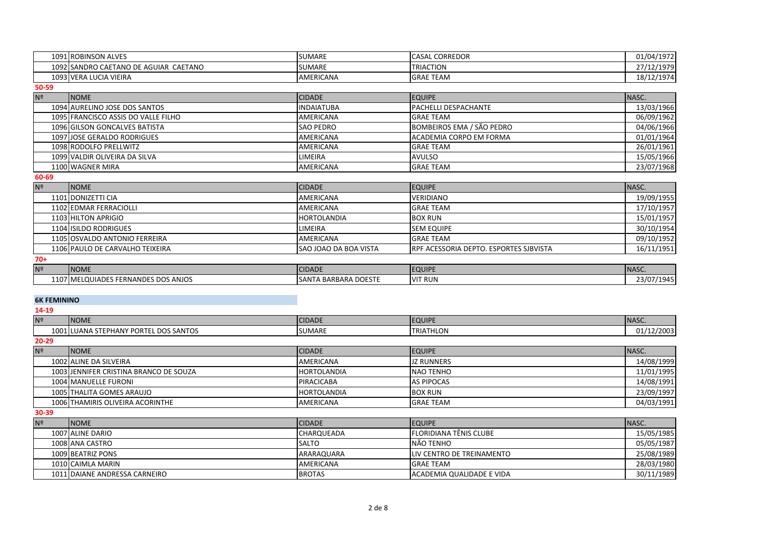| | | | | |
|---|---|---|---|---|
| 1091 | ROBINSON ALVES | SUMARE | CASAL CORREDOR | 01/04/1972 |
| 1092 | SANDRO CAETANO DE AGUIAR CAETANO | SUMARE | TRIACTION | 27/12/1979 |
| 1093 | VERA LUCIA VIEIRA | AMERICANA | GRAE TEAM | 18/12/1974 |

**50-59**

| Nº | NOME | CIDADE | EQUIPE | NASC. |
|---|---|---|---|---|
| 1094 | AURELINO JOSE DOS SANTOS | INDAIATUBA | PACHELLI DESPACHANTE | 13/03/1966 |
| 1095 | FRANCISCO ASSIS DO VALLE FILHO | AMERICANA | GRAE TEAM | 06/09/1962 |
| 1096 | GILSON GONCALVES BATISTA | SAO PEDRO | BOMBEIROS EMA / SÃO PEDRO | 04/06/1966 |
| 1097 | JOSE GERALDO RODRIGUES | AMERICANA | ACADEMIA CORPO EM FORMA | 01/01/1964 |
| 1098 | RODOLFO PRELLWITZ | AMERICANA | GRAE TEAM | 26/01/1961 |
| 1099 | VALDIR OLIVEIRA DA SILVA | LIMEIRA | AVULSO | 15/05/1966 |
| 1100 | WAGNER MIRA | AMERICANA | GRAE TEAM | 23/07/1968 |

**60-69**

| Nº | NOME | CIDADE | EQUIPE | NASC. |
|---|---|---|---|---|
| 1101 | DONIZETTI CIA | AMERICANA | VERIDIANO | 19/09/1955 |
| 1102 | EDMAR FERRACIOLLI | AMERICANA | GRAE TEAM | 17/10/1957 |
| 1103 | HILTON APRIGIO | HORTOLANDIA | BOX RUN | 15/01/1957 |
| 1104 | ISILDO RODRIGUES | LIMEIRA | SEM EQUIPE | 30/10/1954 |
| 1105 | OSVALDO ANTONIO FERREIRA | AMERICANA | GRAE TEAM | 09/10/1952 |
| 1106 | PAULO DE CARVALHO TEIXEIRA | SAO JOAO DA BOA VISTA | RPF ACESSORIA DEPTO. ESPORTES SJBVISTA | 16/11/1951 |

**70+**

| Nº | NOME | CIDADE | EQUIPE | NASC. |
|---|---|---|---|---|
| 1107 | MELQUIADES FERNANDES DOS ANJOS | SANTA BARBARA DOESTE | VIT RUN | 23/07/1945 |

## 6K FEMININO

**14-19**

| Nº | NOME | CIDADE | EQUIPE | NASC. |
|---|---|---|---|---|
| 1001 | LUANA STEPHANY PORTEL DOS SANTOS | SUMARE | TRIATHLON | 01/12/2003 |

**20-29**

| Nº | NOME | CIDADE | EQUIPE | NASC. |
|---|---|---|---|---|
| 1002 | ALINE DA SILVEIRA | AMERICANA | JZ RUNNERS | 14/08/1999 |
| 1003 | JENNIFER CRISTINA BRANCO DE SOUZA | HORTOLANDIA | NAO TENHO | 11/01/1995 |
| 1004 | MANUELLE FURONI | PIRACICABA | AS PIPOCAS | 14/08/1991 |
| 1005 | THALITA GOMES ARAUJO | HORTOLANDIA | BOX RUN | 23/09/1997 |
| 1006 | THAMIRIS OLIVEIRA ACORINTHE | AMERICANA | GRAE TEAM | 04/03/1991 |

**30-39**

| Nº | NOME | CIDADE | EQUIPE | NASC. |
|---|---|---|---|---|
| 1007 | ALINE DARIO | CHARQUEADA | FLORIDIANA TÊNIS CLUBE | 15/05/1985 |
| 1008 | ANA CASTRO | SALTO | NÃO TENHO | 05/05/1987 |
| 1009 | BEATRIZ PONS | ARARAQUARA | LIV CENTRO DE TREINAMENTO | 25/08/1989 |
| 1010 | CAIMLA MARIN | AMERICANA | GRAE TEAM | 28/03/1980 |
| 1011 | DAIANE ANDRESSA CARNEIRO | BROTAS | ACADEMIA QUALIDADE E VIDA | 30/11/1989 |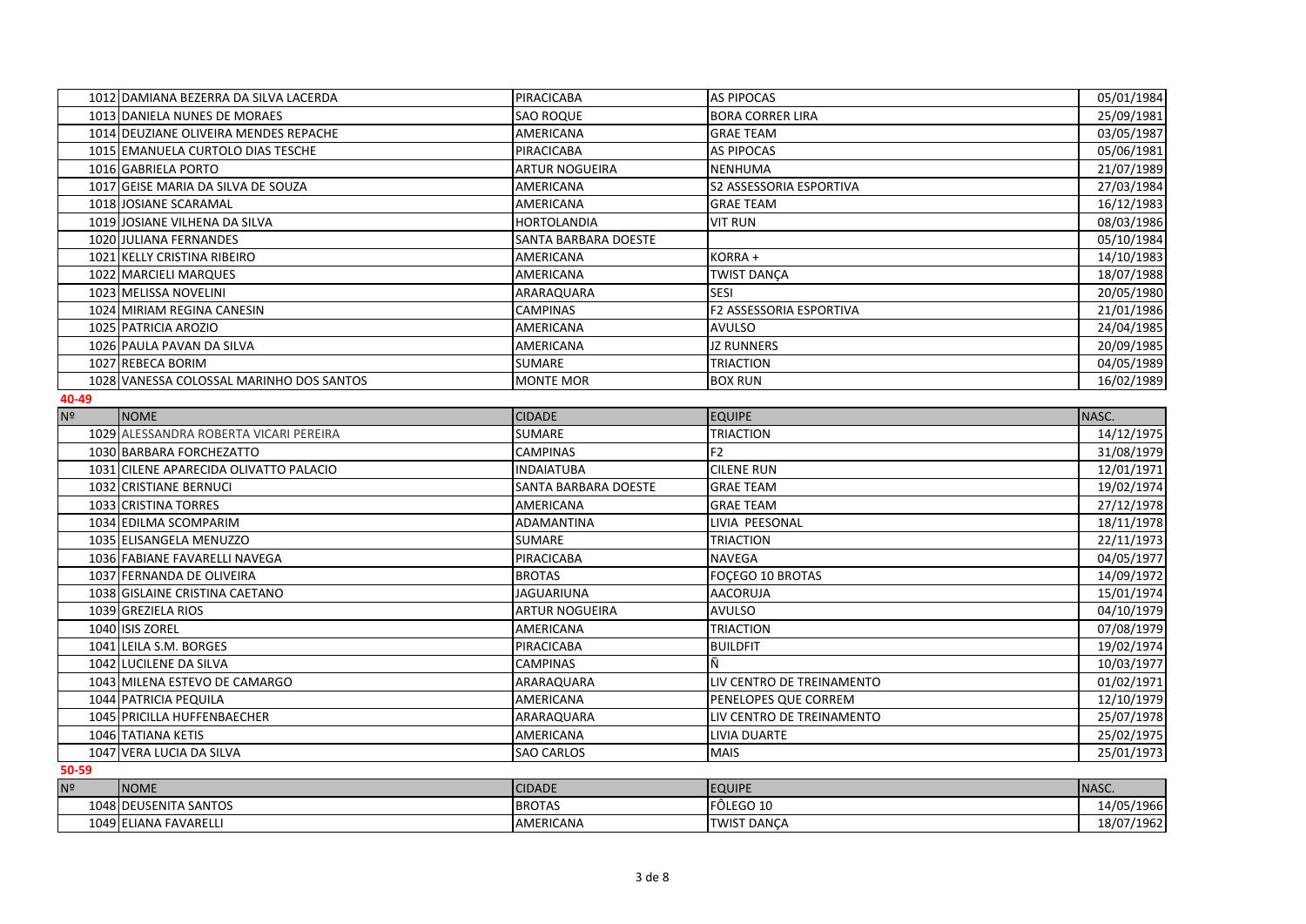| | | | | |
|---|---|---|---|---|
| 1012 | DAMIANA BEZERRA DA SILVA LACERDA | PIRACICABA | AS PIPOCAS | 05/01/1984 |
| 1013 | DANIELA NUNES DE MORAES | SAO ROQUE | BORA CORRER LIRA | 25/09/1981 |
| 1014 | DEUZIANE OLIVEIRA MENDES REPACHE | AMERICANA | GRAE TEAM | 03/05/1987 |
| 1015 | EMANUELA CURTOLO DIAS TESCHE | PIRACICABA | AS PIPOCAS | 05/06/1981 |
| 1016 | GABRIELA PORTO | ARTUR NOGUEIRA | NENHUMA | 21/07/1989 |
| 1017 | GEISE MARIA DA SILVA DE SOUZA | AMERICANA | S2 ASSESSORIA ESPORTIVA | 27/03/1984 |
| 1018 | JOSIANE SCARAMAL | AMERICANA | GRAE TEAM | 16/12/1983 |
| 1019 | JOSIANE VILHENA DA SILVA | HORTOLANDIA | VIT RUN | 08/03/1986 |
| 1020 | JULIANA FERNANDES | SANTA BARBARA DOESTE | | 05/10/1984 |
| 1021 | KELLY CRISTINA RIBEIRO | AMERICANA | KORRA + | 14/10/1983 |
| 1022 | MARCIELI MARQUES | AMERICANA | TWIST DANÇA | 18/07/1988 |
| 1023 | MELISSA NOVELINI | ARARAQUARA | SESI | 20/05/1980 |
| 1024 | MIRIAM REGINA CANESIN | CAMPINAS | F2 ASSESSORIA ESPORTIVA | 21/01/1986 |
| 1025 | PATRICIA AROZIO | AMERICANA | AVULSO | 24/04/1985 |
| 1026 | PAULA PAVAN DA SILVA | AMERICANA | JZ RUNNERS | 20/09/1985 |
| 1027 | REBECA BORIM | SUMARE | TRIACTION | 04/05/1989 |
| 1028 | VANESSA COLOSSAL MARINHO DOS SANTOS | MONTE MOR | BOX RUN | 16/02/1989 |

**40-49**

| Nº | NOME | CIDADE | EQUIPE | NASC. |
|---|---|---|---|---|
| 1029 | ALESSANDRA ROBERTA VICARI PEREIRA | SUMARE | TRIACTION | 14/12/1975 |
| 1030 | BARBARA FORCHEZATTO | CAMPINAS | F2 | 31/08/1979 |
| 1031 | CILENE APARECIDA OLIVATTO PALACIO | INDAIATUBA | CILENE RUN | 12/01/1971 |
| 1032 | CRISTIANE BERNUCI | SANTA BARBARA DOESTE | GRAE TEAM | 19/02/1974 |
| 1033 | CRISTINA TORRES | AMERICANA | GRAE TEAM | 27/12/1978 |
| 1034 | EDILMA SCOMPARIM | ADAMANTINA | LIVIA PEESONAL | 18/11/1978 |
| 1035 | ELISANGELA MENUZZO | SUMARE | TRIACTION | 22/11/1973 |
| 1036 | FABIANE FAVARELLI NAVEGA | PIRACICABA | NAVEGA | 04/05/1977 |
| 1037 | FERNANDA DE OLIVEIRA | BROTAS | FOÇEGO 10 BROTAS | 14/09/1972 |
| 1038 | GISLAINE CRISTINA CAETANO | JAGUARIUNA | AACORUJA | 15/01/1974 |
| 1039 | GREZIELA RIOS | ARTUR NOGUEIRA | AVULSO | 04/10/1979 |
| 1040 | ISIS ZOREL | AMERICANA | TRIACTION | 07/08/1979 |
| 1041 | LEILA S.M. BORGES | PIRACICABA | BUILDFIT | 19/02/1974 |
| 1042 | LUCILENE DA SILVA | CAMPINAS | Ñ | 10/03/1977 |
| 1043 | MILENA ESTEVO DE CAMARGO | ARARAQUARA | LIV CENTRO DE TREINAMENTO | 01/02/1971 |
| 1044 | PATRICIA PEQUILA | AMERICANA | PENELOPES QUE CORREM | 12/10/1979 |
| 1045 | PRICILLA HUFFENBAECHER | ARARAQUARA | LIV CENTRO DE TREINAMENTO | 25/07/1978 |
| 1046 | TATIANA KETIS | AMERICANA | LIVIA DUARTE | 25/02/1975 |
| 1047 | VERA LUCIA DA SILVA | SAO CARLOS | MAIS | 25/01/1973 |

**50-59**

| Nº | NOME | CIDADE | EQUIPE | NASC. |
|---|---|---|---|---|
| 1048 | DEUSENITA SANTOS | BROTAS | FÔLEGO 10 | 14/05/1966 |
| 1049 | ELIANA FAVARELLI | AMERICANA | TWIST DANÇA | 18/07/1962 |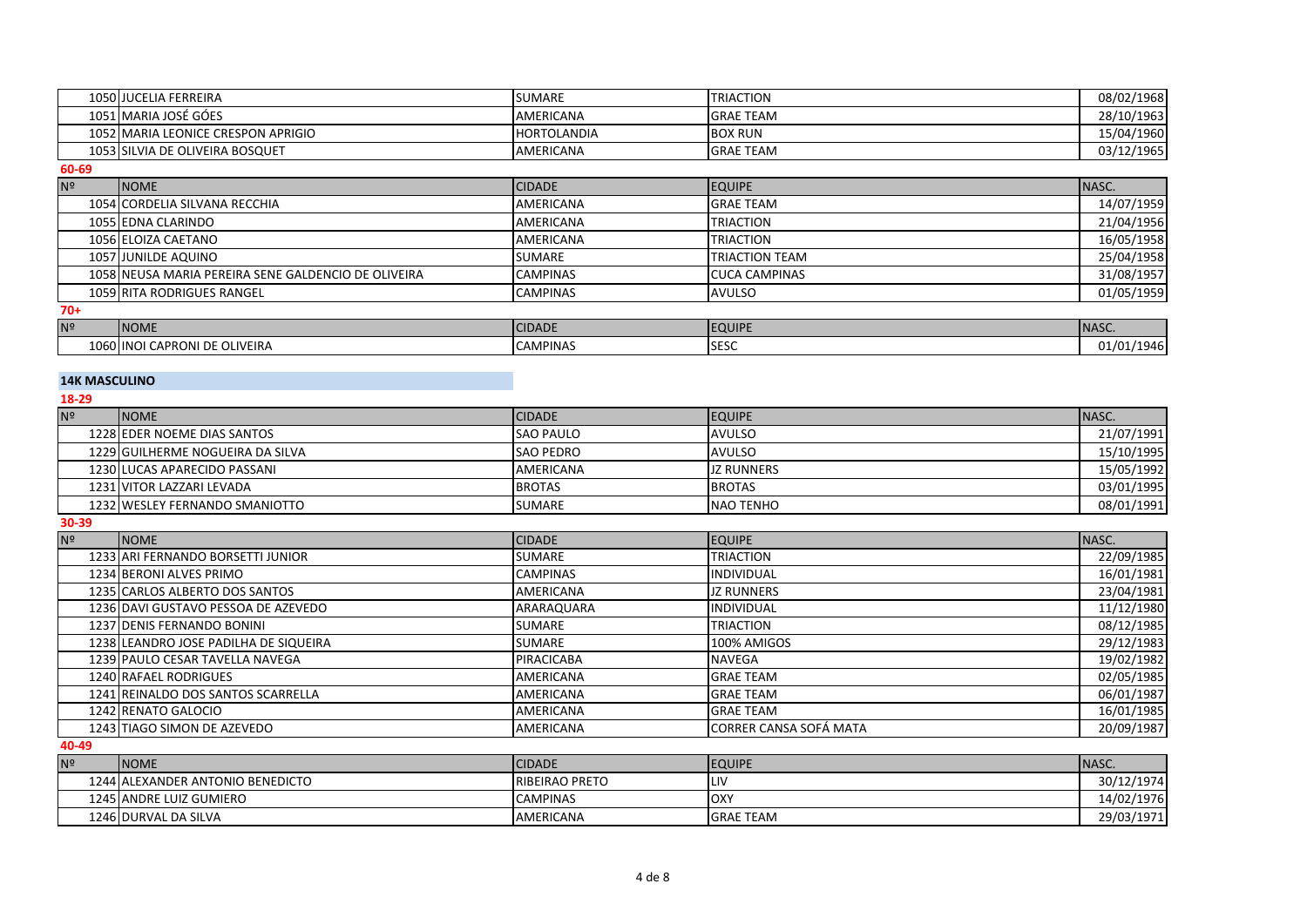| | | | | |
|---|---|---|---|---|
| 1050 | JUCELIA FERREIRA | SUMARE | TRIACTION | 08/02/1968 |
| 1051 | MARIA JOSÉ GÓES | AMERICANA | GRAE TEAM | 28/10/1963 |
| 1052 | MARIA LEONICE CRESPON APRIGIO | HORTOLANDIA | BOX RUN | 15/04/1960 |
| 1053 | SILVIA DE OLIVEIRA BOSQUET | AMERICANA | GRAE TEAM | 03/12/1965 |

**60-69**

| Nº | NOME | CIDADE | EQUIPE | NASC. |
|---|---|---|---|---|
| 1054 | CORDELIA SILVANA RECCHIA | AMERICANA | GRAE TEAM | 14/07/1959 |
| 1055 | EDNA CLARINDO | AMERICANA | TRIACTION | 21/04/1956 |
| 1056 | ELOIZA CAETANO | AMERICANA | TRIACTION | 16/05/1958 |
| 1057 | JUNILDE AQUINO | SUMARE | TRIACTION TEAM | 25/04/1958 |
| 1058 | NEUSA MARIA PEREIRA SENE GALDENCIO DE OLIVEIRA | CAMPINAS | CUCA CAMPINAS | 31/08/1957 |
| 1059 | RITA RODRIGUES RANGEL | CAMPINAS | AVULSO | 01/05/1959 |

**70+**

| Nº | NOME | CIDADE | EQUIPE | NASC. |
|---|---|---|---|---|
| 1060 | INOI CAPRONI DE OLIVEIRA | CAMPINAS | SESC | 01/01/1946 |

## 14K MASCULINO

**18-29**

| Nº | NOME | CIDADE | EQUIPE | NASC. |
|---|---|---|---|---|
| 1228 | EDER NOEME DIAS SANTOS | SAO PAULO | AVULSO | 21/07/1991 |
| 1229 | GUILHERME NOGUEIRA DA SILVA | SAO PEDRO | AVULSO | 15/10/1995 |
| 1230 | LUCAS APARECIDO PASSANI | AMERICANA | JZ RUNNERS | 15/05/1992 |
| 1231 | VITOR LAZZARI LEVADA | BROTAS | BROTAS | 03/01/1995 |
| 1232 | WESLEY FERNANDO SMANIOTTO | SUMARE | NAO TENHO | 08/01/1991 |

**30-39**

| Nº | NOME | CIDADE | EQUIPE | NASC. |
|---|---|---|---|---|
| 1233 | ARI FERNANDO BORSETTI JUNIOR | SUMARE | TRIACTION | 22/09/1985 |
| 1234 | BERONI ALVES PRIMO | CAMPINAS | INDIVIDUAL | 16/01/1981 |
| 1235 | CARLOS ALBERTO DOS SANTOS | AMERICANA | JZ RUNNERS | 23/04/1981 |
| 1236 | DAVI GUSTAVO PESSOA DE AZEVEDO | ARARAQUARA | INDIVIDUAL | 11/12/1980 |
| 1237 | DENIS FERNANDO BONINI | SUMARE | TRIACTION | 08/12/1985 |
| 1238 | LEANDRO JOSE PADILHA DE SIQUEIRA | SUMARE | 100% AMIGOS | 29/12/1983 |
| 1239 | PAULO CESAR TAVELLA NAVEGA | PIRACICABA | NAVEGA | 19/02/1982 |
| 1240 | RAFAEL RODRIGUES | AMERICANA | GRAE TEAM | 02/05/1985 |
| 1241 | REINALDO DOS SANTOS SCARRELLA | AMERICANA | GRAE TEAM | 06/01/1987 |
| 1242 | RENATO GALOCIO | AMERICANA | GRAE TEAM | 16/01/1985 |
| 1243 | TIAGO SIMON DE AZEVEDO | AMERICANA | CORRER CANSA SOFÁ MATA | 20/09/1987 |

**40-49**

| Nº | NOME | CIDADE | EQUIPE | NASC. |
|---|---|---|---|---|
| 1244 | ALEXANDER ANTONIO BENEDICTO | RIBEIRAO PRETO | LIV | 30/12/1974 |
| 1245 | ANDRE LUIZ GUMIERO | CAMPINAS | OXY | 14/02/1976 |
| 1246 | DURVAL DA SILVA | AMERICANA | GRAE TEAM | 29/03/1971 |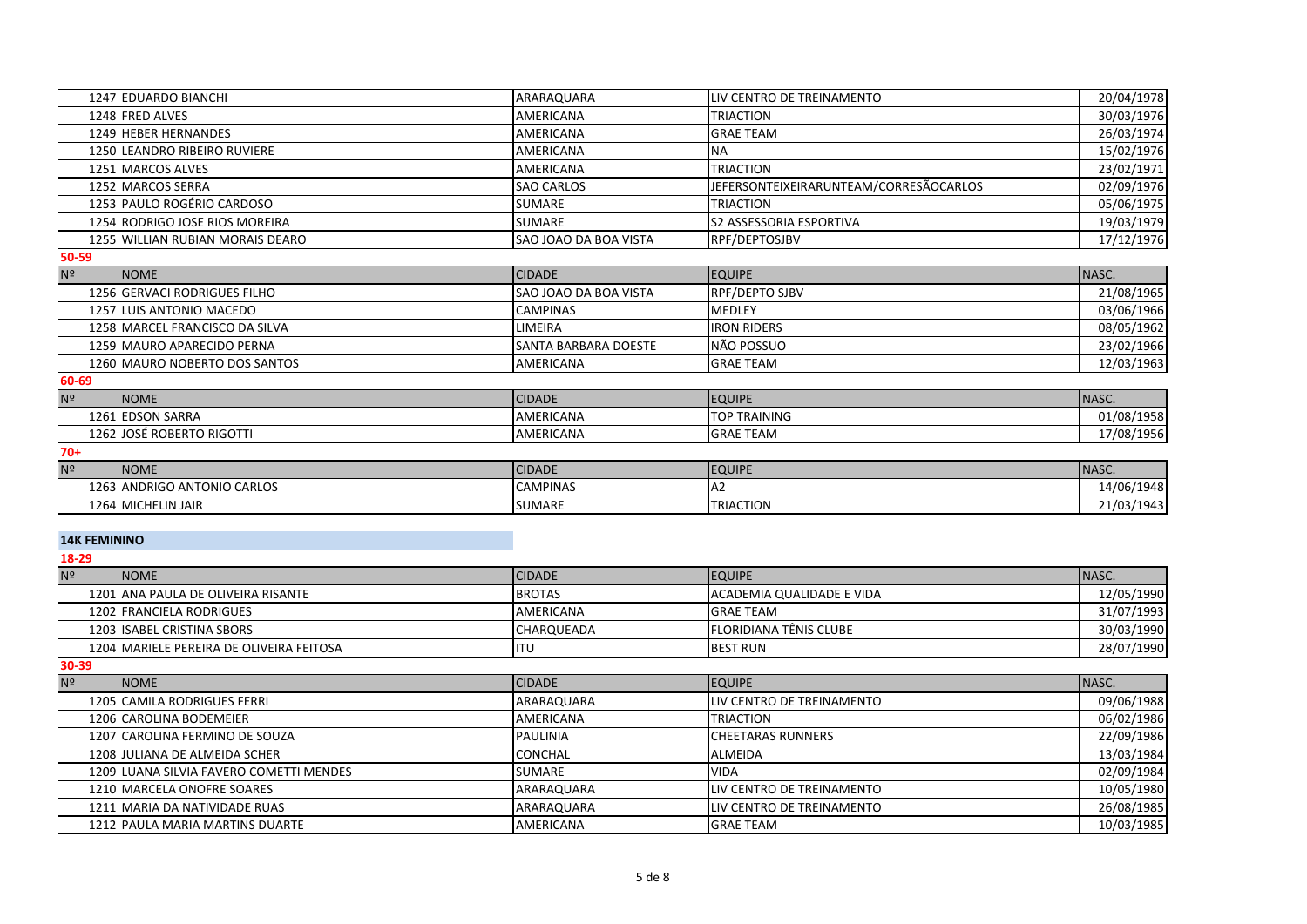| | | | | |
|---|---|---|---|---|
| 1247 | EDUARDO BIANCHI | ARARAQUARA | LIV CENTRO DE TREINAMENTO | 20/04/1978 |
| 1248 | FRED ALVES | AMERICANA | TRIACTION | 30/03/1976 |
| 1249 | HEBER HERNANDES | AMERICANA | GRAE TEAM | 26/03/1974 |
| 1250 | LEANDRO RIBEIRO RUVIERE | AMERICANA | NA | 15/02/1976 |
| 1251 | MARCOS ALVES | AMERICANA | TRIACTION | 23/02/1971 |
| 1252 | MARCOS SERRA | SAO CARLOS | JEFERSONTEIXEIRARUNTEAM/CORRESÃOCARLOS | 02/09/1976 |
| 1253 | PAULO ROGÉRIO CARDOSO | SUMARE | TRIACTION | 05/06/1975 |
| 1254 | RODRIGO JOSE RIOS MOREIRA | SUMARE | S2 ASSESSORIA ESPORTIVA | 19/03/1979 |
| 1255 | WILLIAN RUBIAN MORAIS DEARO | SAO JOAO DA BOA VISTA | RPF/DEPTOSJBV | 17/12/1976 |

**50-59**

| Nº | NOME | CIDADE | EQUIPE | NASC. |
|---|---|---|---|---|
| 1256 | GERVACI RODRIGUES FILHO | SAO JOAO DA BOA VISTA | RPF/DEPTO SJBV | 21/08/1965 |
| 1257 | LUIS ANTONIO MACEDO | CAMPINAS | MEDLEY | 03/06/1966 |
| 1258 | MARCEL FRANCISCO DA SILVA | LIMEIRA | IRON RIDERS | 08/05/1962 |
| 1259 | MAURO APARECIDO PERNA | SANTA BARBARA DOESTE | NÃO POSSUO | 23/02/1966 |
| 1260 | MAURO NOBERTO DOS SANTOS | AMERICANA | GRAE TEAM | 12/03/1963 |

**60-69**

| Nº | NOME | CIDADE | EQUIPE | NASC. |
|---|---|---|---|---|
| 1261 | EDSON SARRA | AMERICANA | TOP TRAINING | 01/08/1958 |
| 1262 | JOSÉ ROBERTO RIGOTTI | AMERICANA | GRAE TEAM | 17/08/1956 |

**70+**

| Nº | NOME | CIDADE | EQUIPE | NASC. |
|---|---|---|---|---|
| 1263 | ANDRIGO ANTONIO CARLOS | CAMPINAS | A2 | 14/06/1948 |
| 1264 | MICHELIN JAIR | SUMARE | TRIACTION | 21/03/1943 |

## 14K FEMININO

**18-29**

| Nº | NOME | CIDADE | EQUIPE | NASC. |
|---|---|---|---|---|
| 1201 | ANA PAULA DE OLIVEIRA RISANTE | BROTAS | ACADEMIA QUALIDADE E VIDA | 12/05/1990 |
| 1202 | FRANCIELA RODRIGUES | AMERICANA | GRAE TEAM | 31/07/1993 |
| 1203 | ISABEL CRISTINA SBORS | CHARQUEADA | FLORIDIANA TÊNIS CLUBE | 30/03/1990 |
| 1204 | MARIELE PEREIRA DE OLIVEIRA FEITOSA | ITU | BEST RUN | 28/07/1990 |

**30-39**

| Nº | NOME | CIDADE | EQUIPE | NASC. |
|---|---|---|---|---|
| 1205 | CAMILA RODRIGUES FERRI | ARARAQUARA | LIV CENTRO DE TREINAMENTO | 09/06/1988 |
| 1206 | CAROLINA BODEMEIER | AMERICANA | TRIACTION | 06/02/1986 |
| 1207 | CAROLINA FERMINO DE SOUZA | PAULINIA | CHEETARAS RUNNERS | 22/09/1986 |
| 1208 | JULIANA DE ALMEIDA SCHER | CONCHAL | ALMEIDA | 13/03/1984 |
| 1209 | LUANA SILVIA FAVERO COMETTI MENDES | SUMARE | VIDA | 02/09/1984 |
| 1210 | MARCELA ONOFRE SOARES | ARARAQUARA | LIV CENTRO DE TREINAMENTO | 10/05/1980 |
| 1211 | MARIA DA NATIVIDADE RUAS | ARARAQUARA | LIV CENTRO DE TREINAMENTO | 26/08/1985 |
| 1212 | PAULA MARIA MARTINS DUARTE | AMERICANA | GRAE TEAM | 10/03/1985 |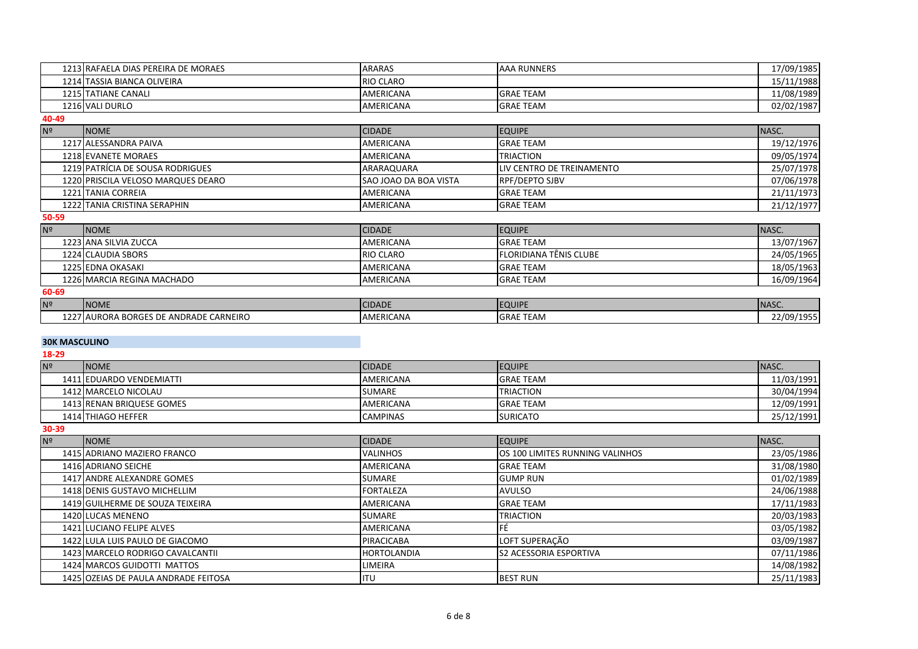| | | | | |
|---|---|---|---|---|
| 1213 | RAFAELA DIAS PEREIRA DE MORAES | ARARAS | AAA RUNNERS | 17/09/1985 |
| 1214 | TASSIA BIANCA OLIVEIRA | RIO CLARO | | 15/11/1988 |
| 1215 | TATIANE CANALI | AMERICANA | GRAE TEAM | 11/08/1989 |
| 1216 | VALI DURLO | AMERICANA | GRAE TEAM | 02/02/1987 |

**40-49**

| Nº | NOME | CIDADE | EQUIPE | NASC. |
|---|---|---|---|---|
| 1217 | ALESSANDRA PAIVA | AMERICANA | GRAE TEAM | 19/12/1976 |
| 1218 | EVANETE MORAES | AMERICANA | TRIACTION | 09/05/1974 |
| 1219 | PATRÍCIA DE SOUSA RODRIGUES | ARARAQUARA | LIV CENTRO DE TREINAMENTO | 25/07/1978 |
| 1220 | PRISCILA VELOSO MARQUES DEARO | SAO JOAO DA BOA VISTA | RPF/DEPTO SJBV | 07/06/1978 |
| 1221 | TANIA CORREIA | AMERICANA | GRAE TEAM | 21/11/1973 |
| 1222 | TANIA CRISTINA SERAPHIN | AMERICANA | GRAE TEAM | 21/12/1977 |

**50-59**

| Nº | NOME | CIDADE | EQUIPE | NASC. |
|---|---|---|---|---|
| 1223 | ANA SILVIA ZUCCA | AMERICANA | GRAE TEAM | 13/07/1967 |
| 1224 | CLAUDIA SBORS | RIO CLARO | FLORIDIANA TÊNIS CLUBE | 24/05/1965 |
| 1225 | EDNA OKASAKI | AMERICANA | GRAE TEAM | 18/05/1963 |
| 1226 | MARCIA REGINA MACHADO | AMERICANA | GRAE TEAM | 16/09/1964 |

**60-69**

| Nº | NOME | CIDADE | EQUIPE | NASC. |
|---|---|---|---|---|
| 1227 | AURORA BORGES DE ANDRADE CARNEIRO | AMERICANA | GRAE TEAM | 22/09/1955 |

## 30K MASCULINO

**18-29**

| Nº | NOME | CIDADE | EQUIPE | NASC. |
|---|---|---|---|---|
| 1411 | EDUARDO VENDEMIATTI | AMERICANA | GRAE TEAM | 11/03/1991 |
| 1412 | MARCELO NICOLAU | SUMARE | TRIACTION | 30/04/1994 |
| 1413 | RENAN BRIQUESE GOMES | AMERICANA | GRAE TEAM | 12/09/1991 |
| 1414 | THIAGO HEFFER | CAMPINAS | SURICATO | 25/12/1991 |

**30-39**

| Nº | NOME | CIDADE | EQUIPE | NASC. |
|---|---|---|---|---|
| 1415 | ADRIANO MAZIERO FRANCO | VALINHOS | OS 100 LIMITES RUNNING VALINHOS | 23/05/1986 |
| 1416 | ADRIANO SEICHE | AMERICANA | GRAE TEAM | 31/08/1980 |
| 1417 | ANDRE ALEXANDRE GOMES | SUMARE | GUMP RUN | 01/02/1989 |
| 1418 | DENIS GUSTAVO MICHELLIM | FORTALEZA | AVULSO | 24/06/1988 |
| 1419 | GUILHERME DE SOUZA TEIXEIRA | AMERICANA | GRAE TEAM | 17/11/1983 |
| 1420 | LUCAS MENENO | SUMARE | TRIACTION | 20/03/1983 |
| 1421 | LUCIANO FELIPE ALVES | AMERICANA | FÉ | 03/05/1982 |
| 1422 | LULA LUIS PAULO DE GIACOMO | PIRACICABA | LOFT SUPERAÇÃO | 03/09/1987 |
| 1423 | MARCELO RODRIGO CAVALCANTII | HORTOLANDIA | S2 ACESSORIA ESPORTIVA | 07/11/1986 |
| 1424 | MARCOS GUIDOTTI MATTOS | LIMEIRA | | 14/08/1982 |
| 1425 | OZEIAS DE PAULA ANDRADE FEITOSA | ITU | BEST RUN | 25/11/1983 |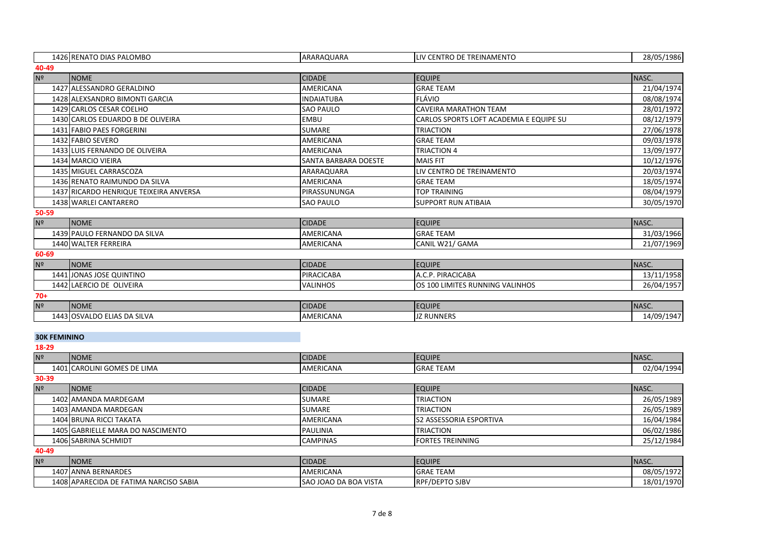| | | | | |
|---|---|---|---|---|
| 1426 | RENATO DIAS PALOMBO | ARARAQUARA | LIV CENTRO DE TREINAMENTO | 28/05/1986 |

**40-49**

| Nº | NOME | CIDADE | EQUIPE | NASC. |
|---|---|---|---|---|
| 1427 | ALESSANDRO GERALDINO | AMERICANA | GRAE TEAM | 21/04/1974 |
| 1428 | ALEXSANDRO BIMONTI GARCIA | INDAIATUBA | FLÁVIO | 08/08/1974 |
| 1429 | CARLOS CESAR COELHO | SAO PAULO | CAVEIRA MARATHON TEAM | 28/01/1972 |
| 1430 | CARLOS EDUARDO B DE OLIVEIRA | EMBU | CARLOS SPORTS LOFT ACADEMIA E EQUIPE SU | 08/12/1979 |
| 1431 | FABIO PAES FORGERINI | SUMARE | TRIACTION | 27/06/1978 |
| 1432 | FABIO SEVERO | AMERICANA | GRAE TEAM | 09/03/1978 |
| 1433 | LUIS FERNANDO DE OLIVEIRA | AMERICANA | TRIACTION 4 | 13/09/1977 |
| 1434 | MARCIO VIEIRA | SANTA BARBARA DOESTE | MAIS FIT | 10/12/1976 |
| 1435 | MIGUEL CARRASCOZA | ARARAQUARA | LIV CENTRO DE TREINAMENTO | 20/03/1974 |
| 1436 | RENATO RAIMUNDO DA SILVA | AMERICANA | GRAE TEAM | 18/05/1974 |
| 1437 | RICARDO HENRIQUE TEIXEIRA ANVERSA | PIRASSUNUNGA | TOP TRAINING | 08/04/1979 |
| 1438 | WARLEI CANTARERO | SAO PAULO | SUPPORT RUN ATIBAIA | 30/05/1970 |

**50-59**

| Nº | NOME | CIDADE | EQUIPE | NASC. |
|---|---|---|---|---|
| 1439 | PAULO FERNANDO DA SILVA | AMERICANA | GRAE TEAM | 31/03/1966 |
| 1440 | WALTER FERREIRA | AMERICANA | CANIL W21/ GAMA | 21/07/1969 |

**60-69**

| Nº | NOME | CIDADE | EQUIPE | NASC. |
|---|---|---|---|---|
| 1441 | JONAS JOSE QUINTINO | PIRACICABA | A.C.P. PIRACICABA | 13/11/1958 |
| 1442 | LAERCIO DE OLIVEIRA | VALINHOS | OS 100 LIMITES RUNNING VALINHOS | 26/04/1957 |

**70+**

| Nº | NOME | CIDADE | EQUIPE | NASC. |
|---|---|---|---|---|
| 1443 | OSVALDO ELIAS DA SILVA | AMERICANA | JZ RUNNERS | 14/09/1947 |

## 30K FEMININO

**18-29**

| Nº | NOME | CIDADE | EQUIPE | NASC. |
|---|---|---|---|---|
| 1401 | CAROLINI GOMES DE LIMA | AMERICANA | GRAE TEAM | 02/04/1994 |

**30-39**

| Nº | NOME | CIDADE | EQUIPE | NASC. |
|---|---|---|---|---|
| 1402 | AMANDA MARDEGAM | SUMARE | TRIACTION | 26/05/1989 |
| 1403 | AMANDA MARDEGAN | SUMARE | TRIACTION | 26/05/1989 |
| 1404 | BRUNA RICCI TAKATA | AMERICANA | S2 ASSESSORIA ESPORTIVA | 16/04/1984 |
| 1405 | GABRIELLE MARA DO NASCIMENTO | PAULINIA | TRIACTION | 06/02/1986 |
| 1406 | SABRINA SCHMIDT | CAMPINAS | FORTES TREINNING | 25/12/1984 |

**40-49**

| Nº | NOME | CIDADE | EQUIPE | NASC. |
|---|---|---|---|---|
| 1407 | ANNA BERNARDES | AMERICANA | GRAE TEAM | 08/05/1972 |
| 1408 | APARECIDA DE FATIMA NARCISO SABIA | SAO JOAO DA BOA VISTA | RPF/DEPTO SJBV | 18/01/1970 |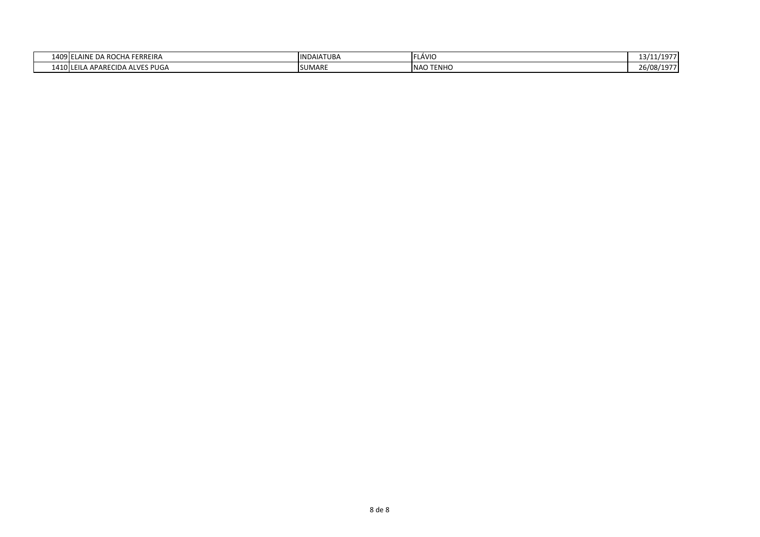| | | | | |
|---|---|---|---|---|
| 1409 | ELAINE DA ROCHA FERREIRA | INDAIATUBA | FLÁVIO | 13/11/1977 |
| 1410 | LEILA APARECIDA ALVES PUGA | SUMARE | NAO TENHO | 26/08/1977 |